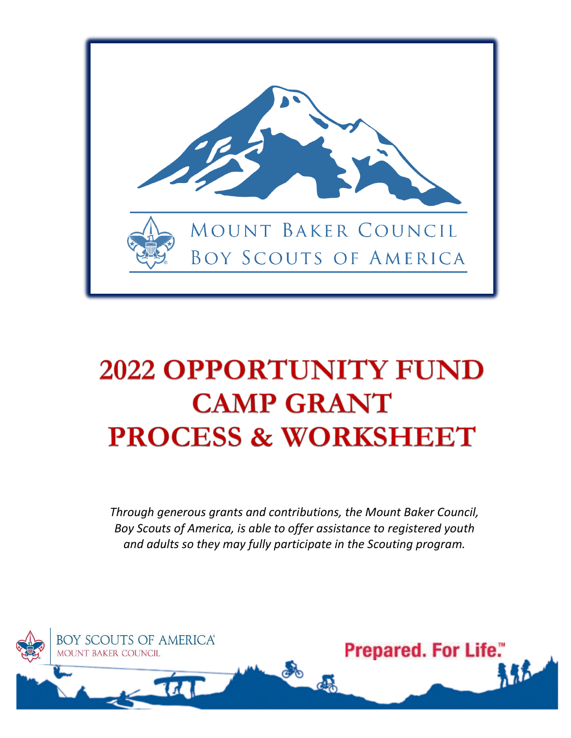MOUNT BAKER COUNCIL
BOY SCOUTS OF AMERICA

# 2022 OPPORTUNITY FUND CAMP GRANT PROCESS & WORKSHEET

*Through generous grants and contributions, the Mount Baker Council, Boy Scouts of America, is able to offer assistance to registered youth and adults so they may fully participate in the Scouting program.*

BOY SCOUTS OF AMERICA
MOUNT BAKER COUNCIL

Prepared. For Life.™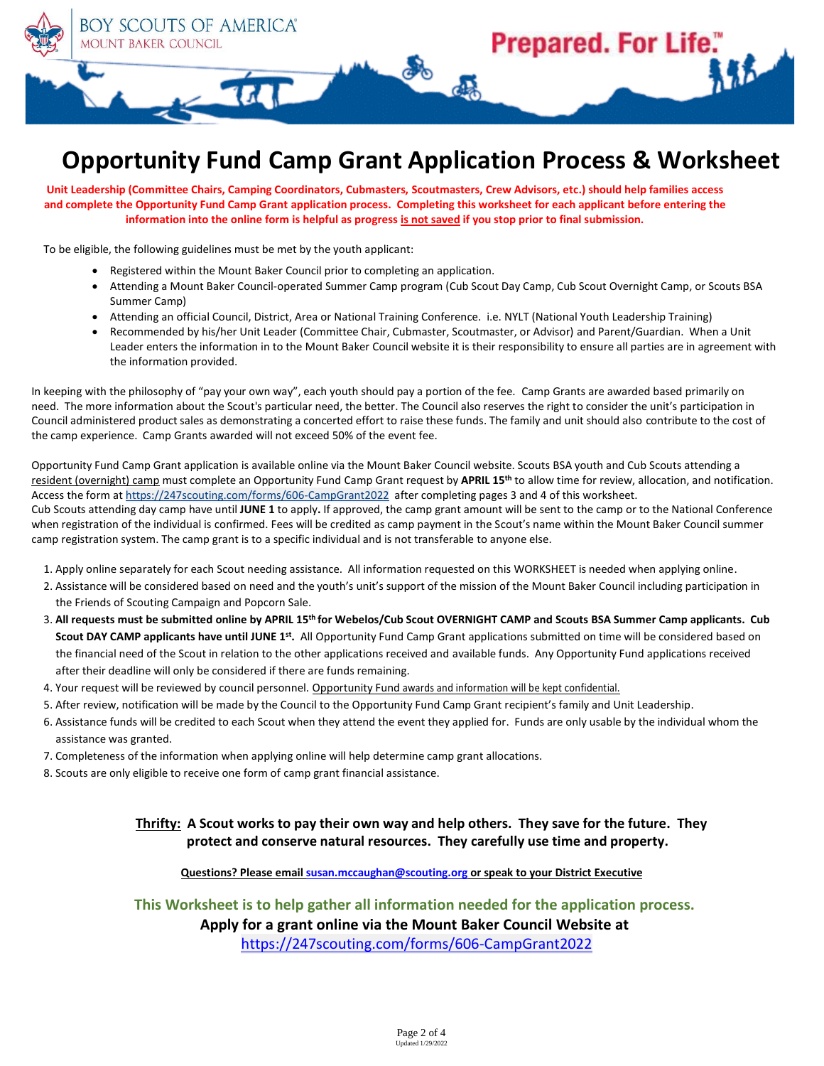# Opportunity Fund Camp Grant Application Process & Worksheet

**Unit Leadership (Committee Chairs, Camping Coordinators, Cubmasters, Scoutmasters, Crew Advisors, etc.) should help families access and complete the Opportunity Fund Camp Grant application process. Completing this worksheet for each applicant before entering the information into the online form is helpful as progress is not saved if you stop prior to final submission.**

To be eligible, the following guidelines must be met by the youth applicant:

- Registered within the Mount Baker Council prior to completing an application.
- Attending a Mount Baker Council-operated Summer Camp program (Cub Scout Day Camp, Cub Scout Overnight Camp, or Scouts BSA Summer Camp)
- Attending an official Council, District, Area or National Training Conference. i.e. NYLT (National Youth Leadership Training)
- Recommended by his/her Unit Leader (Committee Chair, Cubmaster, Scoutmaster, or Advisor) and Parent/Guardian. When a Unit Leader enters the information in to the Mount Baker Council website it is their responsibility to ensure all parties are in agreement with the information provided.

In keeping with the philosophy of "pay your own way", each youth should pay a portion of the fee. Camp Grants are awarded based primarily on need. The more information about the Scout's particular need, the better. The Council also reserves the right to consider the unit's participation in Council administered product sales as demonstrating a concerted effort to raise these funds. The family and unit should also contribute to the cost of the camp experience. Camp Grants awarded will not exceed 50% of the event fee.

Opportunity Fund Camp Grant application is available online via the Mount Baker Council website. Scouts BSA youth and Cub Scouts attending a resident (overnight) camp must complete an Opportunity Fund Camp Grant request by **APRIL 15th** to allow time for review, allocation, and notification. Access the form at https://247scouting.com/forms/606-CampGrant2022 after completing pages 3 and 4 of this worksheet.
Cub Scouts attending day camp have until **JUNE 1** to apply**.** If approved, the camp grant amount will be sent to the camp or to the National Conference when registration of the individual is confirmed. Fees will be credited as camp payment in the Scout's name within the Mount Baker Council summer camp registration system. The camp grant is to a specific individual and is not transferable to anyone else.

1. Apply online separately for each Scout needing assistance. All information requested on this WORKSHEET is needed when applying online.
2. Assistance will be considered based on need and the youth's unit's support of the mission of the Mount Baker Council including participation in the Friends of Scouting Campaign and Popcorn Sale.
3. **All requests must be submitted online by APRIL 15th for Webelos/Cub Scout OVERNIGHT CAMP and Scouts BSA Summer Camp applicants. Cub Scout DAY CAMP applicants have until JUNE 1st.** All Opportunity Fund Camp Grant applications submitted on time will be considered based on the financial need of the Scout in relation to the other applications received and available funds. Any Opportunity Fund applications received after their deadline will only be considered if there are funds remaining.
4. Your request will be reviewed by council personnel. Opportunity Fund awards and information will be kept confidential.
5. After review, notification will be made by the Council to the Opportunity Fund Camp Grant recipient's family and Unit Leadership.
6. Assistance funds will be credited to each Scout when they attend the event they applied for. Funds are only usable by the individual whom the assistance was granted.
7. Completeness of the information when applying online will help determine camp grant allocations.
8. Scouts are only eligible to receive one form of camp grant financial assistance.

**Thrifty: A Scout works to pay their own way and help others. They save for the future. They protect and conserve natural resources. They carefully use time and property.**

**Questions? Please email susan.mccaughan@scouting.org or speak to your District Executive**

**This Worksheet is to help gather all information needed for the application process.**

**Apply for a grant online via the Mount Baker Council Website at**

https://247scouting.com/forms/606-CampGrant2022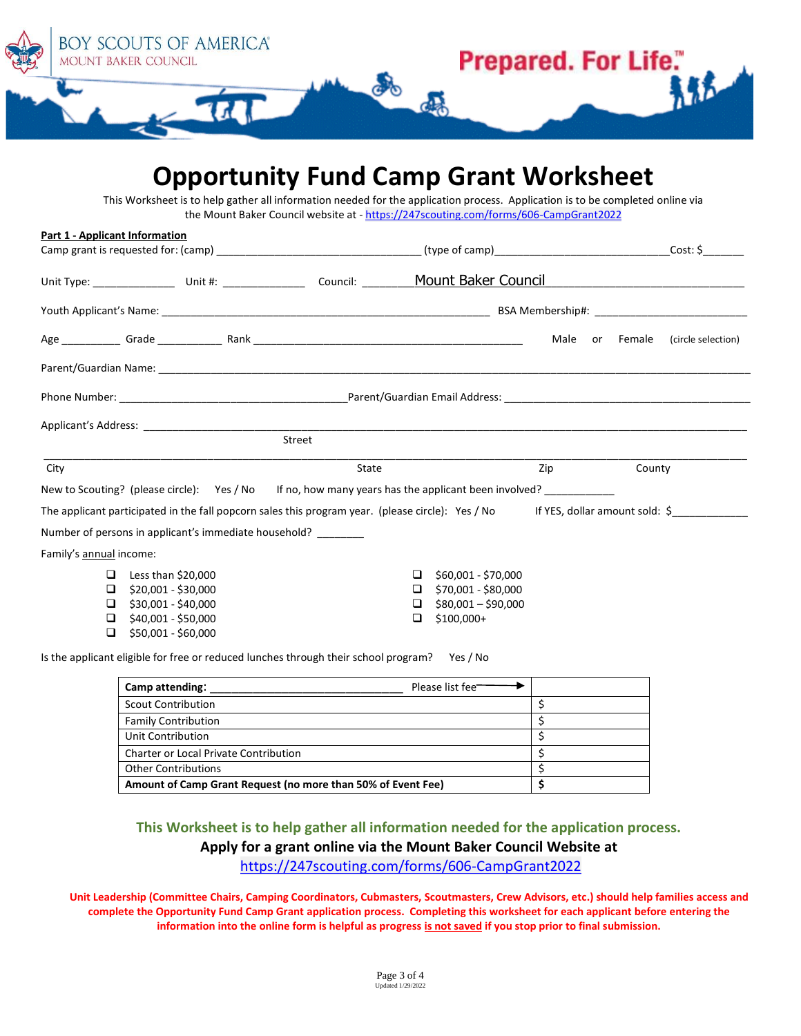BOY SCOUTS OF AMERICA
MOUNT BAKER COUNCIL

Prepared. For Life.™

# Opportunity Fund Camp Grant Worksheet

This Worksheet is to help gather all information needed for the application process. Application is to be completed online via the Mount Baker Council website at - https://247scouting.com/forms/606-CampGrant2022

**Part 1 - Applicant Information**

Camp grant is requested for: (camp) ___________________________________ (type of camp)_____________________________ Cost: $_______

Unit Type: ______________ Unit #: ______________ Council: ________Mount Baker Council________________________________

Youth Applicant's Name: ________________________________________________________ BSA Membership#: _________________________

Age __________ Grade ___________ Rank ____________________________________________ Male or Female (circle selection)

Parent/Guardian Name: ______________________________________________________________________________________________

Phone Number: ______________________________________ Parent/Guardian Email Address: ___________________________________________

Applicant's Address: __________________________________________________________________________________________________
Street

______________________________________________________________________________________________________________________
City State Zip County

New to Scouting? (please circle): Yes / No If no, how many years has the applicant been involved? ___________

The applicant participated in the fall popcorn sales this program year. (please circle): Yes / No If YES, dollar amount sold: $____________

Number of persons in applicant's immediate household? ________

Family's annual income:

- ❑ Less than $20,000
- ❑ $20,001 - $30,000
- ❑ $30,001 - $40,000
- ❑ $40,001 - $50,000
- ❑ $50,001 - $60,000
- ❑ $60,001 - $70,000
- ❑ $70,001 - $80,000
- ❑ $80,001 – $90,000
- ❑ $100,000+

Is the applicant eligible for free or reduced lunches through their school program? Yes / No

| **Camp attending:** _______________________________ Please list fee → | |
|---|---|
| Scout Contribution | $ |
| Family Contribution | $ |
| Unit Contribution | $ |
| Charter or Local Private Contribution | $ |
| Other Contributions | $ |
| **Amount of Camp Grant Request (no more than 50% of Event Fee)** | **$** |

**This Worksheet is to help gather all information needed for the application process.**

**Apply for a grant online via the Mount Baker Council Website at**

https://247scouting.com/forms/606-CampGrant2022

**Unit Leadership (Committee Chairs, Camping Coordinators, Cubmasters, Scoutmasters, Crew Advisors, etc.) should help families access and complete the Opportunity Fund Camp Grant application process. Completing this worksheet for each applicant before entering the information into the online form is helpful as progress is not saved if you stop prior to final submission.**

Updated 1/29/2022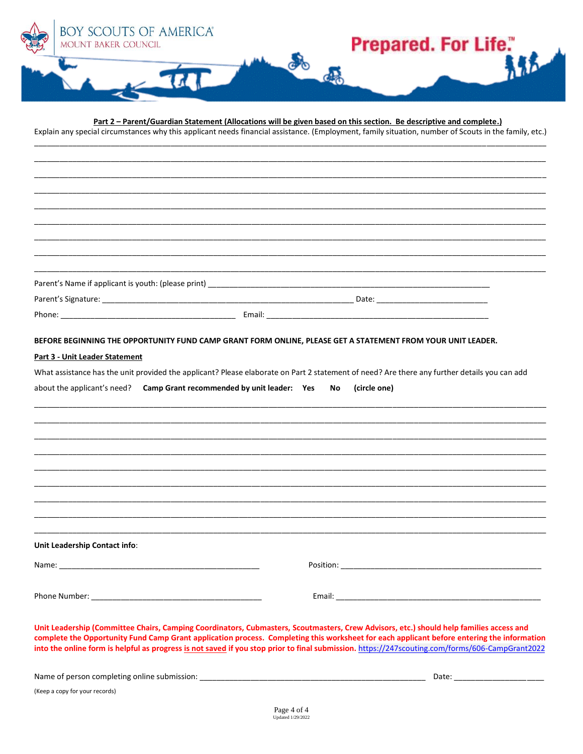**Part 2 – Parent/Guardian Statement (Allocations will be given based on this section. Be descriptive and complete.)**

Explain any special circumstances why this applicant needs financial assistance. (Employment, family situation, number of Scouts in the family, etc.)

\_\_\_\_\_\_\_\_\_\_\_\_\_\_\_\_\_\_\_\_\_\_\_\_\_\_\_\_\_\_\_\_\_\_\_\_\_\_\_\_\_\_\_\_\_\_\_\_\_\_\_\_\_\_\_\_\_\_\_\_\_\_\_\_\_\_\_\_\_\_\_\_\_\_\_\_\_\_

\_\_\_\_\_\_\_\_\_\_\_\_\_\_\_\_\_\_\_\_\_\_\_\_\_\_\_\_\_\_\_\_\_\_\_\_\_\_\_\_\_\_\_\_\_\_\_\_\_\_\_\_\_\_\_\_\_\_\_\_\_\_\_\_\_\_\_\_\_\_\_\_\_\_\_\_\_\_

\_\_\_\_\_\_\_\_\_\_\_\_\_\_\_\_\_\_\_\_\_\_\_\_\_\_\_\_\_\_\_\_\_\_\_\_\_\_\_\_\_\_\_\_\_\_\_\_\_\_\_\_\_\_\_\_\_\_\_\_\_\_\_\_\_\_\_\_\_\_\_\_\_\_\_\_\_\_

\_\_\_\_\_\_\_\_\_\_\_\_\_\_\_\_\_\_\_\_\_\_\_\_\_\_\_\_\_\_\_\_\_\_\_\_\_\_\_\_\_\_\_\_\_\_\_\_\_\_\_\_\_\_\_\_\_\_\_\_\_\_\_\_\_\_\_\_\_\_\_\_\_\_\_\_\_\_

\_\_\_\_\_\_\_\_\_\_\_\_\_\_\_\_\_\_\_\_\_\_\_\_\_\_\_\_\_\_\_\_\_\_\_\_\_\_\_\_\_\_\_\_\_\_\_\_\_\_\_\_\_\_\_\_\_\_\_\_\_\_\_\_\_\_\_\_\_\_\_\_\_\_\_\_\_\_

\_\_\_\_\_\_\_\_\_\_\_\_\_\_\_\_\_\_\_\_\_\_\_\_\_\_\_\_\_\_\_\_\_\_\_\_\_\_\_\_\_\_\_\_\_\_\_\_\_\_\_\_\_\_\_\_\_\_\_\_\_\_\_\_\_\_\_\_\_\_\_\_\_\_\_\_\_\_

\_\_\_\_\_\_\_\_\_\_\_\_\_\_\_\_\_\_\_\_\_\_\_\_\_\_\_\_\_\_\_\_\_\_\_\_\_\_\_\_\_\_\_\_\_\_\_\_\_\_\_\_\_\_\_\_\_\_\_\_\_\_\_\_\_\_\_\_\_\_\_\_\_\_\_\_\_\_

\_\_\_\_\_\_\_\_\_\_\_\_\_\_\_\_\_\_\_\_\_\_\_\_\_\_\_\_\_\_\_\_\_\_\_\_\_\_\_\_\_\_\_\_\_\_\_\_\_\_\_\_\_\_\_\_\_\_\_\_\_\_\_\_\_\_\_\_\_\_\_\_\_\_\_\_\_\_

\_\_\_\_\_\_\_\_\_\_\_\_\_\_\_\_\_\_\_\_\_\_\_\_\_\_\_\_\_\_\_\_\_\_\_\_\_\_\_\_\_\_\_\_\_\_\_\_\_\_\_\_\_\_\_\_\_\_\_\_\_\_\_\_\_\_\_\_\_\_\_\_\_\_\_\_\_\_

Parent's Name if applicant is youth: (please print) \_\_\_\_\_\_\_\_\_\_\_\_\_\_\_\_\_\_\_\_\_\_\_\_\_\_\_\_\_\_\_\_\_\_\_\_\_\_\_\_\_\_\_\_\_\_\_\_

Parent's Signature: \_\_\_\_\_\_\_\_\_\_\_\_\_\_\_\_\_\_\_\_\_\_\_\_\_\_\_\_\_\_\_\_\_\_\_\_\_\_\_\_\_\_\_\_ Date: \_\_\_\_\_\_\_\_\_\_\_\_\_\_\_\_\_\_\_\_\_\_

Phone: \_\_\_\_\_\_\_\_\_\_\_\_\_\_\_\_\_\_\_\_\_\_\_\_\_\_\_\_\_\_\_\_\_\_\_\_ Email: \_\_\_\_\_\_\_\_\_\_\_\_\_\_\_\_\_\_\_\_\_\_\_\_\_\_\_\_\_\_\_\_\_\_\_\_\_\_\_\_\_\_\_\_

**BEFORE BEGINNING THE OPPORTUNITY FUND CAMP GRANT FORM ONLINE, PLEASE GET A STATEMENT FROM YOUR UNIT LEADER.**

**Part 3 - Unit Leader Statement**

What assistance has the unit provided the applicant? Please elaborate on Part 2 statement of need? Are there any further details you can add about the applicant's need? **Camp Grant recommended by unit leader: Yes No (circle one)**

\_\_\_\_\_\_\_\_\_\_\_\_\_\_\_\_\_\_\_\_\_\_\_\_\_\_\_\_\_\_\_\_\_\_\_\_\_\_\_\_\_\_\_\_\_\_\_\_\_\_\_\_\_\_\_\_\_\_\_\_\_\_\_\_\_\_\_\_\_\_\_\_\_\_\_\_\_\_

\_\_\_\_\_\_\_\_\_\_\_\_\_\_\_\_\_\_\_\_\_\_\_\_\_\_\_\_\_\_\_\_\_\_\_\_\_\_\_\_\_\_\_\_\_\_\_\_\_\_\_\_\_\_\_\_\_\_\_\_\_\_\_\_\_\_\_\_\_\_\_\_\_\_\_\_\_\_

\_\_\_\_\_\_\_\_\_\_\_\_\_\_\_\_\_\_\_\_\_\_\_\_\_\_\_\_\_\_\_\_\_\_\_\_\_\_\_\_\_\_\_\_\_\_\_\_\_\_\_\_\_\_\_\_\_\_\_\_\_\_\_\_\_\_\_\_\_\_\_\_\_\_\_\_\_\_

\_\_\_\_\_\_\_\_\_\_\_\_\_\_\_\_\_\_\_\_\_\_\_\_\_\_\_\_\_\_\_\_\_\_\_\_\_\_\_\_\_\_\_\_\_\_\_\_\_\_\_\_\_\_\_\_\_\_\_\_\_\_\_\_\_\_\_\_\_\_\_\_\_\_\_\_\_\_

\_\_\_\_\_\_\_\_\_\_\_\_\_\_\_\_\_\_\_\_\_\_\_\_\_\_\_\_\_\_\_\_\_\_\_\_\_\_\_\_\_\_\_\_\_\_\_\_\_\_\_\_\_\_\_\_\_\_\_\_\_\_\_\_\_\_\_\_\_\_\_\_\_\_\_\_\_\_

\_\_\_\_\_\_\_\_\_\_\_\_\_\_\_\_\_\_\_\_\_\_\_\_\_\_\_\_\_\_\_\_\_\_\_\_\_\_\_\_\_\_\_\_\_\_\_\_\_\_\_\_\_\_\_\_\_\_\_\_\_\_\_\_\_\_\_\_\_\_\_\_\_\_\_\_\_\_

\_\_\_\_\_\_\_\_\_\_\_\_\_\_\_\_\_\_\_\_\_\_\_\_\_\_\_\_\_\_\_\_\_\_\_\_\_\_\_\_\_\_\_\_\_\_\_\_\_\_\_\_\_\_\_\_\_\_\_\_\_\_\_\_\_\_\_\_\_\_\_\_\_\_\_\_\_\_

\_\_\_\_\_\_\_\_\_\_\_\_\_\_\_\_\_\_\_\_\_\_\_\_\_\_\_\_\_\_\_\_\_\_\_\_\_\_\_\_\_\_\_\_\_\_\_\_\_\_\_\_\_\_\_\_\_\_\_\_\_\_\_\_\_\_\_\_\_\_\_\_\_\_\_\_\_\_

\_\_\_\_\_\_\_\_\_\_\_\_\_\_\_\_\_\_\_\_\_\_\_\_\_\_\_\_\_\_\_\_\_\_\_\_\_\_\_\_\_\_\_\_\_\_\_\_\_\_\_\_\_\_\_\_\_\_\_\_\_\_\_\_\_\_\_\_\_\_\_\_\_\_\_\_\_\_

**Unit Leadership Contact info**:

Name: \_\_\_\_\_\_\_\_\_\_\_\_\_\_\_\_\_\_\_\_\_\_\_\_\_\_\_\_\_\_\_\_\_\_\_\_\_\_\_\_ Position: \_\_\_\_\_\_\_\_\_\_\_\_\_\_\_\_\_\_\_\_\_\_\_\_\_\_\_\_\_\_\_\_\_\_\_\_\_\_\_\_

Phone Number: \_\_\_\_\_\_\_\_\_\_\_\_\_\_\_\_\_\_\_\_\_\_\_\_\_\_\_\_\_\_\_\_\_\_ Email: \_\_\_\_\_\_\_\_\_\_\_\_\_\_\_\_\_\_\_\_\_\_\_\_\_\_\_\_\_\_\_\_\_\_\_\_\_\_\_\_

**Unit Leadership (Committee Chairs, Camping Coordinators, Cubmasters, Scoutmasters, Crew Advisors, etc.) should help families access and complete the Opportunity Fund Camp Grant application process. Completing this worksheet for each applicant before entering the information into the online form is helpful as progress is not saved if you stop prior to final submission.** https://247scouting.com/forms/606-CampGrant2022

Name of person completing online submission: \_\_\_\_\_\_\_\_\_\_\_\_\_\_\_\_\_\_\_\_\_\_\_\_\_\_\_\_\_\_\_\_\_\_\_\_\_\_\_\_\_\_\_\_ Date: \_\_\_\_\_\_\_\_\_\_\_\_\_\_\_\_\_

(Keep a copy for your records)

Updated 1/29/2022